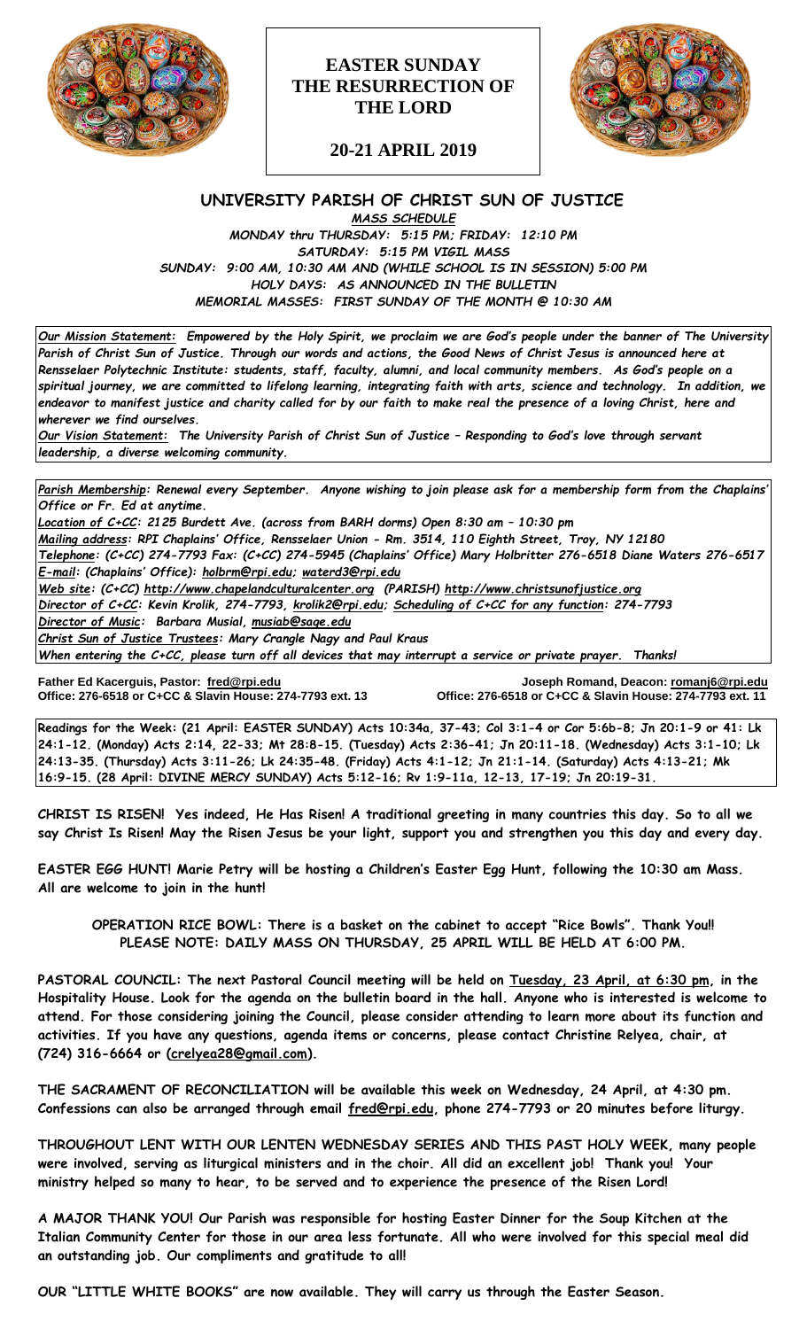# EASTER SUNDAY THE RESURRECTION OF THE LORD

## 20-21 APRIL 2019

## UNIVERSITY PARISH OF CHRIST SUN OF JUSTICE

***MASS SCHEDULE***

*MONDAY thru THURSDAY: 5:15 PM; FRIDAY: 12:10 PM*
*SATURDAY: 5:15 PM VIGIL MASS*
*SUNDAY: 9:00 AM, 10:30 AM AND (WHILE SCHOOL IS IN SESSION) 5:00 PM*
*HOLY DAYS: AS ANNOUNCED IN THE BULLETIN*
*MEMORIAL MASSES: FIRST SUNDAY OF THE MONTH @ 10:30 AM*

***Our Mission Statement:*** *Empowered by the Holy Spirit, we proclaim we are God's people under the banner of The University Parish of Christ Sun of Justice. Through our words and actions, the Good News of Christ Jesus is announced here at Rensselaer Polytechnic Institute: students, staff, faculty, alumni, and local community members. As God's people on a spiritual journey, we are committed to lifelong learning, integrating faith with arts, science and technology. In addition, we endeavor to manifest justice and charity called for by our faith to make real the presence of a loving Christ, here and wherever we find ourselves.*

***Our Vision Statement:*** *The University Parish of Christ Sun of Justice – Responding to God's love through servant leadership, a diverse welcoming community.*

*Parish Membership: Renewal every September. Anyone wishing to join please ask for a membership form from the Chaplains' Office or Fr. Ed at anytime.*
*Location of C+CC: 2125 Burdett Ave. (across from BARH dorms) Open 8:30 am – 10:30 pm*
*Mailing address: RPI Chaplains' Office, Rensselaer Union - Rm. 3514, 110 Eighth Street, Troy, NY 12180*
*Telephone: (C+CC) 274-7793 Fax: (C+CC) 274-5945 (Chaplains' Office) Mary Holbritter 276-6518 Diane Waters 276-6517*
*E-mail: (Chaplains' Office): holbrm@rpi.edu; waterd3@rpi.edu*
*Web site: (C+CC) http://www.chapelandculturalcenter.org (PARISH) http://www.christsunofjustice.org*
*Director of C+CC: Kevin Krolik, 274-7793, krolik2@rpi.edu; Scheduling of C+CC for any function: 274-7793*
*Director of Music: Barbara Musial, musiab@sage.edu*
*Christ Sun of Justice Trustees: Mary Crangle Nagy and Paul Kraus*
*When entering the C+CC, please turn off all devices that may interrupt a service or private prayer. Thanks!*

**Father Ed Kacerguis, Pastor: fred@rpi.edu**
**Office: 276-6518 or C+CC & Slavin House: 274-7793 ext. 13**

**Joseph Romand, Deacon: romanj6@rpi.edu**
**Office: 276-6518 or C+CC & Slavin House: 274-7793 ext. 11**

**Readings for the Week: (21 April: EASTER SUNDAY) Acts 10:34a, 37-43; Col 3:1-4 or Cor 5:6b-8; Jn 20:1-9 or 41: Lk 24:1-12. (Monday) Acts 2:14, 22-33; Mt 28:8-15. (Tuesday) Acts 2:36-41; Jn 20:11-18. (Wednesday) Acts 3:1-10; Lk 24:13-35. (Thursday) Acts 3:11-26; Lk 24:35-48. (Friday) Acts 4:1-12; Jn 21:1-14. (Saturday) Acts 4:13-21; Mk 16:9-15. (28 April: DIVINE MERCY SUNDAY) Acts 5:12-16; Rv 1:9-11a, 12-13, 17-19; Jn 20:19-31.**

**CHRIST IS RISEN! Yes indeed, He Has Risen! A traditional greeting in many countries this day. So to all we say Christ Is Risen! May the Risen Jesus be your light, support you and strengthen you this day and every day.**

**EASTER EGG HUNT! Marie Petry will be hosting a Children's Easter Egg Hunt, following the 10:30 am Mass. All are welcome to join in the hunt!**

**OPERATION RICE BOWL: There is a basket on the cabinet to accept "Rice Bowls". Thank You!!**
**PLEASE NOTE: DAILY MASS ON THURSDAY, 25 APRIL WILL BE HELD AT 6:00 PM.**

**PASTORAL COUNCIL: The next Pastoral Council meeting will be held on Tuesday, 23 April, at 6:30 pm, in the Hospitality House. Look for the agenda on the bulletin board in the hall. Anyone who is interested is welcome to attend. For those considering joining the Council, please consider attending to learn more about its function and activities. If you have any questions, agenda items or concerns, please contact Christine Relyea, chair, at (724) 316-6664 or (crelyea28@gmail.com).**

**THE SACRAMENT OF RECONCILIATION will be available this week on Wednesday, 24 April, at 4:30 pm. Confessions can also be arranged through email fred@rpi.edu, phone 274-7793 or 20 minutes before liturgy.**

**THROUGHOUT LENT WITH OUR LENTEN WEDNESDAY SERIES AND THIS PAST HOLY WEEK, many people were involved, serving as liturgical ministers and in the choir. All did an excellent job! Thank you! Your ministry helped so many to hear, to be served and to experience the presence of the Risen Lord!**

**A MAJOR THANK YOU! Our Parish was responsible for hosting Easter Dinner for the Soup Kitchen at the Italian Community Center for those in our area less fortunate. All who were involved for this special meal did an outstanding job. Our compliments and gratitude to all!**

**OUR "LITTLE WHITE BOOKS" are now available. They will carry us through the Easter Season.**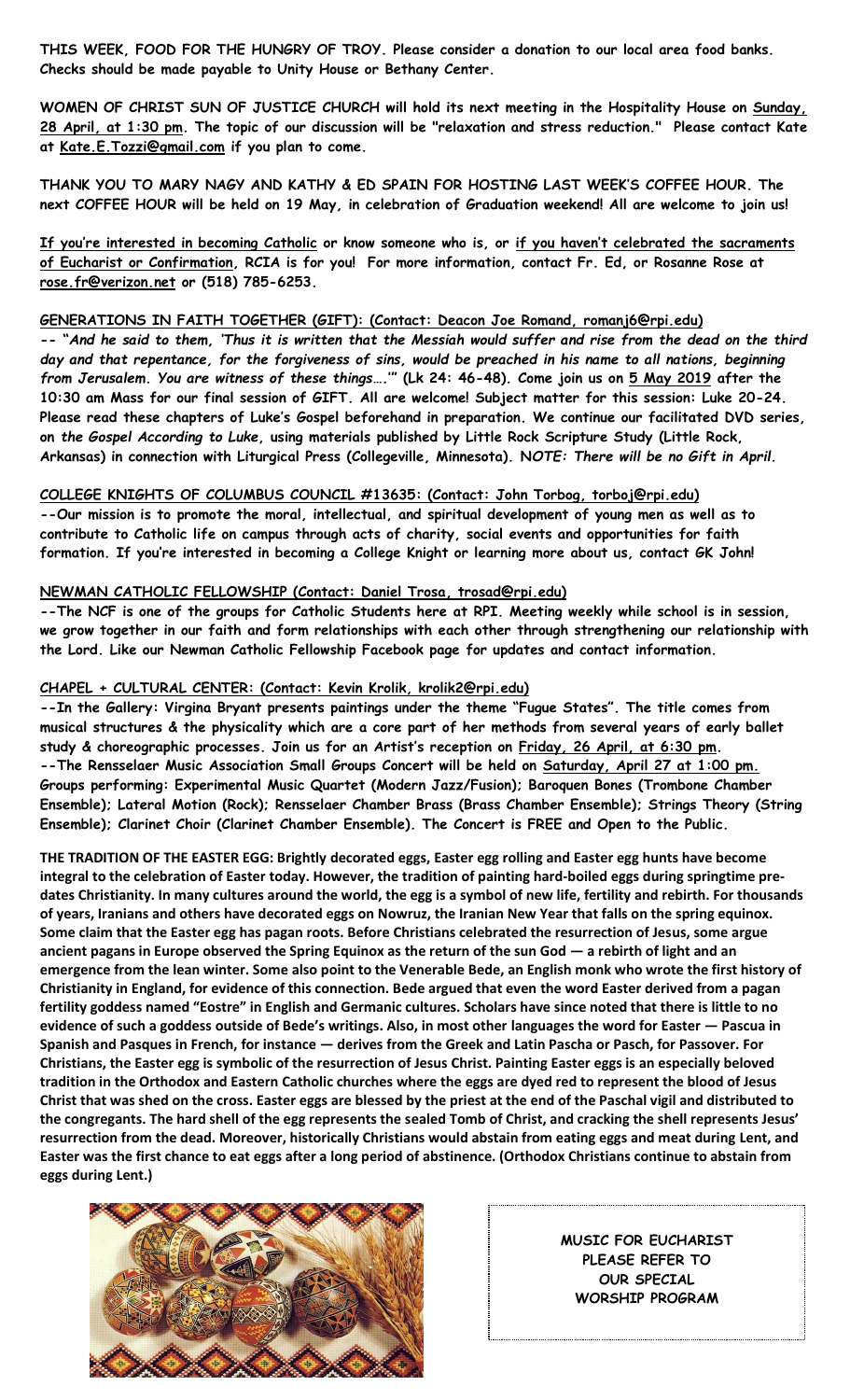**THIS WEEK, FOOD FOR THE HUNGRY OF TROY. Please consider a donation to our local area food banks. Checks should be made payable to Unity House or Bethany Center.**

**WOMEN OF CHRIST SUN OF JUSTICE CHURCH will hold its next meeting in the Hospitality House on Sunday, 28 April, at 1:30 pm. The topic of our discussion will be "relaxation and stress reduction." Please contact Kate at Kate.E.Tozzi@gmail.com if you plan to come.**

**THANK YOU TO MARY NAGY AND KATHY & ED SPAIN FOR HOSTING LAST WEEK'S COFFEE HOUR. The next COFFEE HOUR will be held on 19 May, in celebration of Graduation weekend! All are welcome to join us!**

**If you're interested in becoming Catholic or know someone who is, or if you haven't celebrated the sacraments of Eucharist or Confirmation, RCIA is for you! For more information, contact Fr. Ed, or Rosanne Rose at rose.fr@verizon.net or (518) 785-6253.**

**GENERATIONS IN FAITH TOGETHER (GIFT): (Contact: Deacon Joe Romand, romanj6@rpi.edu)**

**-- "*And he said to them, 'Thus it is written that the Messiah would suffer and rise from the dead on the third day and that repentance, for the forgiveness of sins, would be preached in his name to all nations, beginning from Jerusalem. You are witness of these things….'*" (Lk 24: 46-48). Come join us on 5 May 2019 after the 10:30 am Mass for our final session of GIFT. All are welcome! Subject matter for this session: Luke 20-24. Please read these chapters of Luke's Gospel beforehand in preparation. We continue our facilitated DVD series, on *the Gospel According to Luke*, using materials published by Little Rock Scripture Study (Little Rock, Arkansas) in connection with Liturgical Press (Collegeville, Minnesota). N*OTE: There will be no Gift in April.***

**COLLEGE KNIGHTS OF COLUMBUS COUNCIL #13635: (Contact: John Torbog, torboj@rpi.edu)**

**--Our mission is to promote the moral, intellectual, and spiritual development of young men as well as to contribute to Catholic life on campus through acts of charity, social events and opportunities for faith formation. If you're interested in becoming a College Knight or learning more about us, contact GK John!**

**NEWMAN CATHOLIC FELLOWSHIP (Contact: Daniel Trosa, trosad@rpi.edu)**

**--The NCF is one of the groups for Catholic Students here at RPI. Meeting weekly while school is in session, we grow together in our faith and form relationships with each other through strengthening our relationship with the Lord. Like our Newman Catholic Fellowship Facebook page for updates and contact information.**

**CHAPEL + CULTURAL CENTER: (Contact: Kevin Krolik, krolik2@rpi.edu)**

**--In the Gallery: Virgina Bryant presents paintings under the theme "Fugue States". The title comes from musical structures & the physicality which are a core part of her methods from several years of early ballet study & choreographic processes. Join us for an Artist's reception on Friday, 26 April, at 6:30 pm.**
**--The Rensselaer Music Association Small Groups Concert will be held on Saturday, April 27 at 1:00 pm. Groups performing: Experimental Music Quartet (Modern Jazz/Fusion); Baroquen Bones (Trombone Chamber Ensemble); Lateral Motion (Rock); Rensselaer Chamber Brass (Brass Chamber Ensemble); Strings Theory (String Ensemble); Clarinet Choir (Clarinet Chamber Ensemble). The Concert is FREE and Open to the Public.**

**THE TRADITION OF THE EASTER EGG: Brightly decorated eggs, Easter egg rolling and Easter egg hunts have become integral to the celebration of Easter today. However, the tradition of painting hard-boiled eggs during springtime pre-dates Christianity. In many cultures around the world, the egg is a symbol of new life, fertility and rebirth. For thousands of years, Iranians and others have decorated eggs on Nowruz, the Iranian New Year that falls on the spring equinox. Some claim that the Easter egg has pagan roots. Before Christians celebrated the resurrection of Jesus, some argue ancient pagans in Europe observed the Spring Equinox as the return of the sun God — a rebirth of light and an emergence from the lean winter. Some also point to the Venerable Bede, an English monk who wrote the first history of Christianity in England, for evidence of this connection. Bede argued that even the word Easter derived from a pagan fertility goddess named "Eostre" in English and Germanic cultures. Scholars have since noted that there is little to no evidence of such a goddess outside of Bede's writings. Also, in most other languages the word for Easter — Pascua in Spanish and Pasques in French, for instance — derives from the Greek and Latin Pascha or Pasch, for Passover. For Christians, the Easter egg is symbolic of the resurrection of Jesus Christ. Painting Easter eggs is an especially beloved tradition in the Orthodox and Eastern Catholic churches where the eggs are dyed red to represent the blood of Jesus Christ that was shed on the cross. Easter eggs are blessed by the priest at the end of the Paschal vigil and distributed to the congregants. The hard shell of the egg represents the sealed Tomb of Christ, and cracking the shell represents Jesus' resurrection from the dead. Moreover, historically Christians would abstain from eating eggs and meat during Lent, and Easter was the first chance to eat eggs after a long period of abstinence. (Orthodox Christians continue to abstain from eggs during Lent.)**

**MUSIC FOR EUCHARIST PLEASE REFER TO OUR SPECIAL WORSHIP PROGRAM**